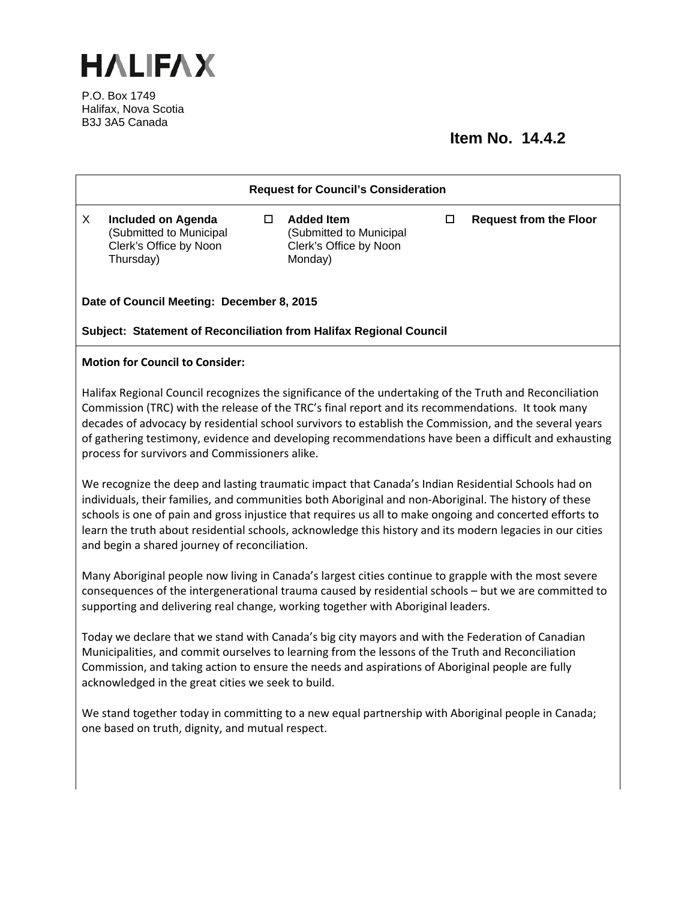# HALIFAX

P.O. Box 1749
Halifax, Nova Scotia
B3J 3A5 Canada

## Item No. 14.4.2

**Request for Council's Consideration**

| | | | | | |
|---|---|---|---|---|---|
| X | **Included on Agenda** (Submitted to Municipal Clerk's Office by Noon Thursday) | ☐ | **Added Item** (Submitted to Municipal Clerk's Office by Noon Monday) | ☐ | **Request from the Floor** |

**Date of Council Meeting: December 8, 2015**

**Subject: Statement of Reconciliation from Halifax Regional Council**

**Motion for Council to Consider:**

Halifax Regional Council recognizes the significance of the undertaking of the Truth and Reconciliation Commission (TRC) with the release of the TRC's final report and its recommendations. It took many decades of advocacy by residential school survivors to establish the Commission, and the several years of gathering testimony, evidence and developing recommendations have been a difficult and exhausting process for survivors and Commissioners alike.

We recognize the deep and lasting traumatic impact that Canada's Indian Residential Schools had on individuals, their families, and communities both Aboriginal and non-Aboriginal. The history of these schools is one of pain and gross injustice that requires us all to make ongoing and concerted efforts to learn the truth about residential schools, acknowledge this history and its modern legacies in our cities and begin a shared journey of reconciliation.

Many Aboriginal people now living in Canada's largest cities continue to grapple with the most severe consequences of the intergenerational trauma caused by residential schools – but we are committed to supporting and delivering real change, working together with Aboriginal leaders.

Today we declare that we stand with Canada's big city mayors and with the Federation of Canadian Municipalities, and commit ourselves to learning from the lessons of the Truth and Reconciliation Commission, and taking action to ensure the needs and aspirations of Aboriginal people are fully acknowledged in the great cities we seek to build.

We stand together today in committing to a new equal partnership with Aboriginal people in Canada; one based on truth, dignity, and mutual respect.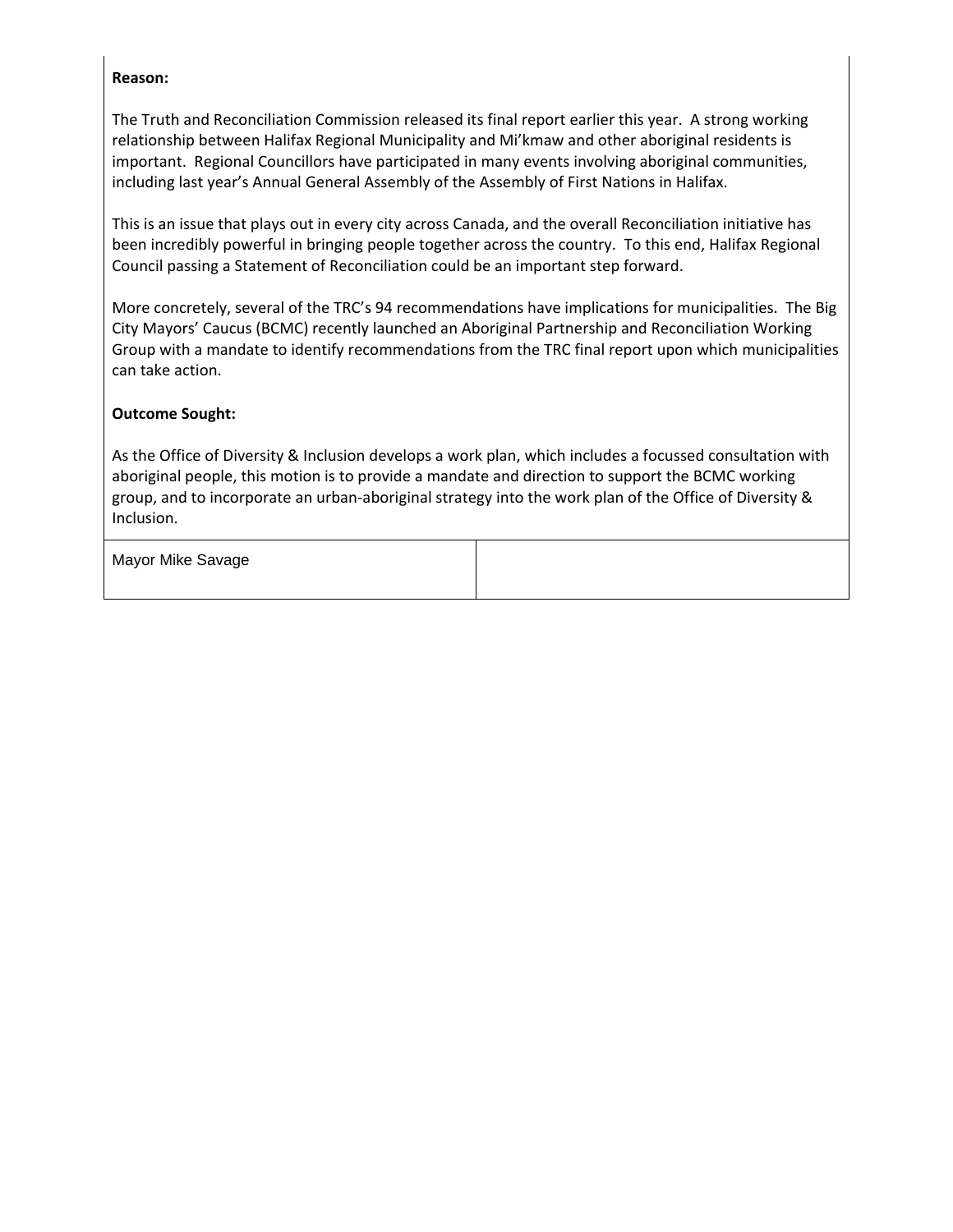**Reason:**

The Truth and Reconciliation Commission released its final report earlier this year. A strong working relationship between Halifax Regional Municipality and Mi'kmaw and other aboriginal residents is important. Regional Councillors have participated in many events involving aboriginal communities, including last year's Annual General Assembly of the Assembly of First Nations in Halifax.

This is an issue that plays out in every city across Canada, and the overall Reconciliation initiative has been incredibly powerful in bringing people together across the country. To this end, Halifax Regional Council passing a Statement of Reconciliation could be an important step forward.

More concretely, several of the TRC's 94 recommendations have implications for municipalities. The Big City Mayors' Caucus (BCMC) recently launched an Aboriginal Partnership and Reconciliation Working Group with a mandate to identify recommendations from the TRC final report upon which municipalities can take action.

**Outcome Sought:**

As the Office of Diversity & Inclusion develops a work plan, which includes a focussed consultation with aboriginal people, this motion is to provide a mandate and direction to support the BCMC working group, and to incorporate an urban-aboriginal strategy into the work plan of the Office of Diversity & Inclusion.

| | |
|---|---|
| Mayor Mike Savage | |